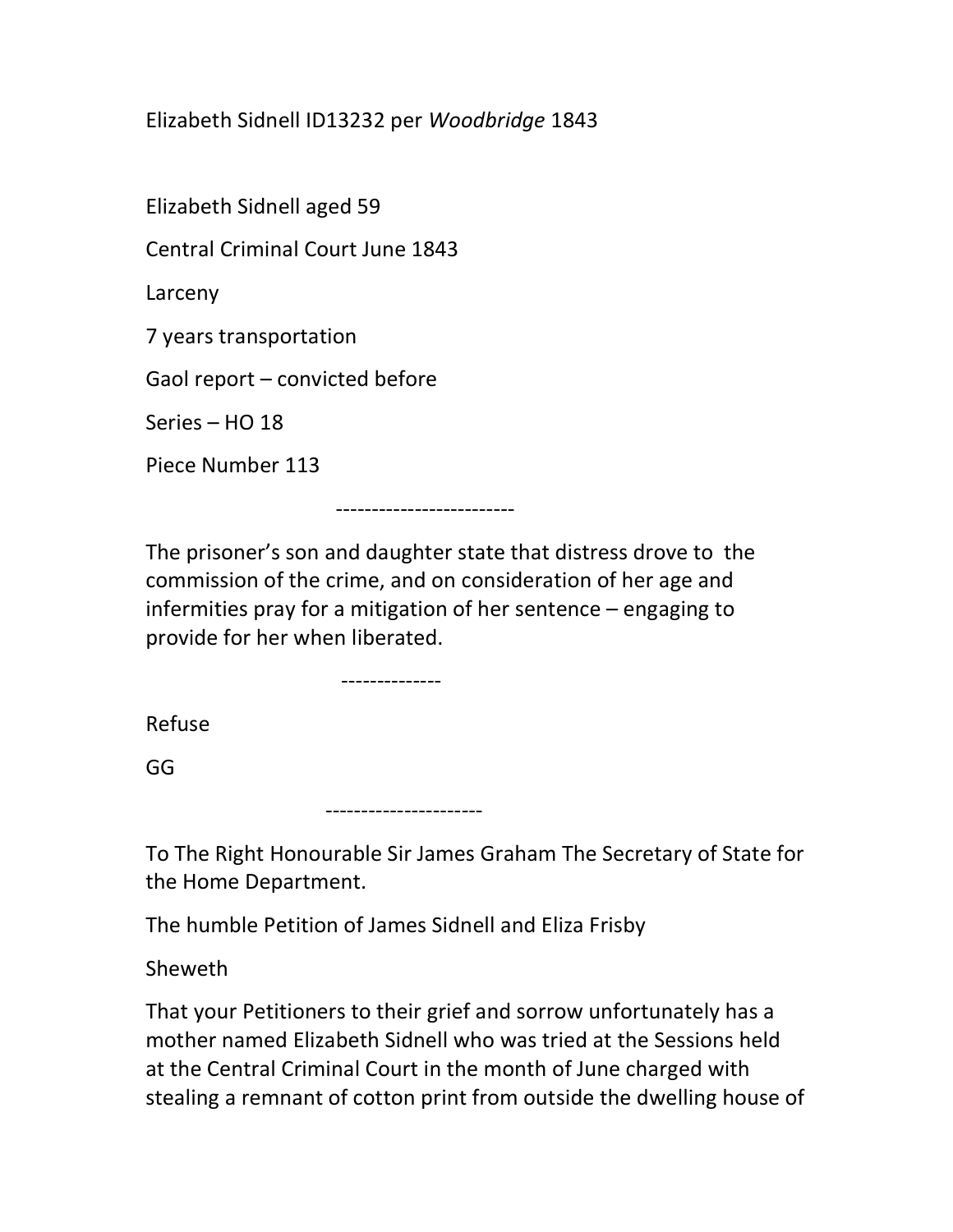Elizabeth Sidnell ID13232 per *Woodbridge* 1843

Elizabeth Sidnell aged 59

Central Criminal Court June 1843

Larceny

7 years transportation

Gaol report – convicted before

Series – HO 18

Piece Number 113

-------------------------

The prisoner's son and daughter state that distress drove to the commission of the crime, and on consideration of her age and infirmities pray for a mitigation of her sentence – engaging to provide for her when liberated.

--------------

Refuse

GG

----------------------

To The Right Honourable Sir James Graham The Secretary of State for the Home Department.

The humble Petition of James Sidnell and Eliza Frisby

Sheweth

That your Petitioners to their grief and sorrow unfortunately has a mother named Elizabeth Sidnell who was tried at the Sessions held at the Central Criminal Court in the month of June charged with stealing a remnant of cotton print from outside the dwelling house of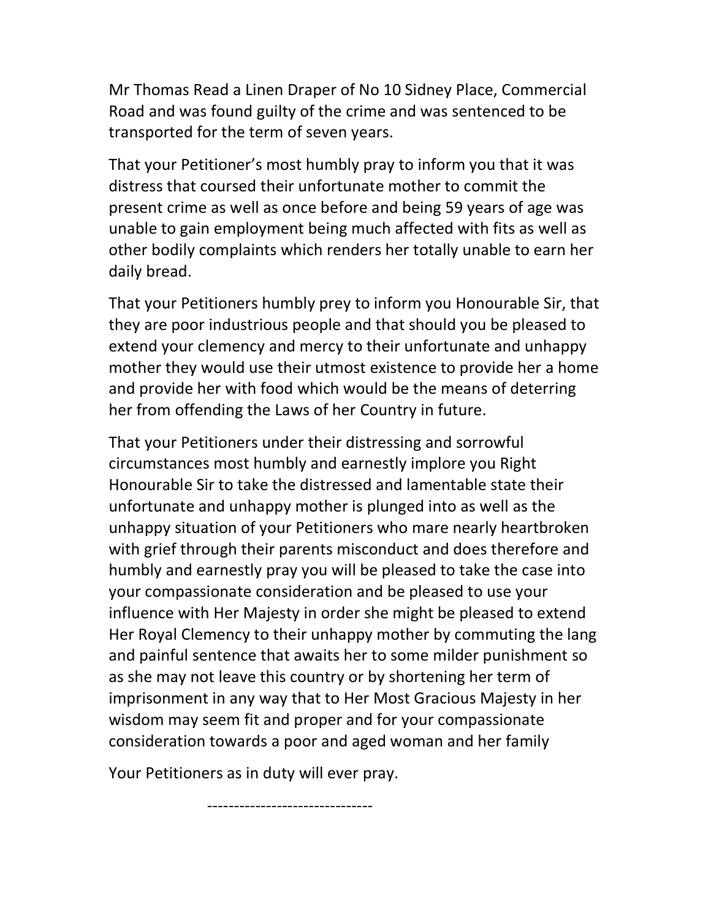Mr Thomas Read a Linen Draper of No 10 Sidney Place, Commercial Road and was found guilty of the crime and was sentenced to be transported for the term of seven years.

That your Petitioner's most humbly pray to inform you that it was distress that coursed their unfortunate mother to commit the present crime as well as once before and being 59 years of age was unable to gain employment being much affected with fits as well as other bodily complaints which renders her totally unable to earn her daily bread.

That your Petitioners humbly prey to inform you Honourable Sir, that they are poor industrious people and that should you be pleased to extend your clemency and mercy to their unfortunate and unhappy mother they would use their utmost existence to provide her a home and provide her with food which would be the means of deterring her from offending the Laws of her Country in future.

That your Petitioners under their distressing and sorrowful circumstances most humbly and earnestly implore you Right Honourable Sir to take the distressed and lamentable state their unfortunate and unhappy mother is plunged into as well as the unhappy situation of your Petitioners who mare nearly heartbroken with grief through their parents misconduct and does therefore and humbly and earnestly pray you will be pleased to take the case into your compassionate consideration and be pleased to use your influence with Her Majesty in order she might be pleased to extend Her Royal Clemency to their unhappy mother by commuting the lang and painful sentence that awaits her to some milder punishment so as she may not leave this country or by shortening her term of imprisonment in any way that to Her Most Gracious Majesty in her wisdom may seem fit and proper and for your compassionate consideration towards a poor and aged woman and her family

Your Petitioners as in duty will ever pray.

------------------------------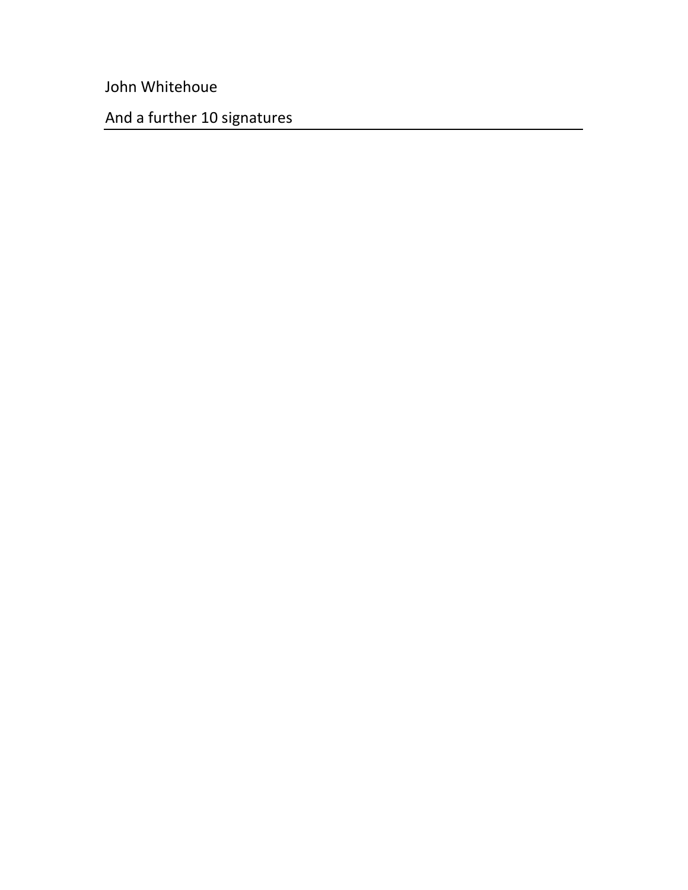John Whitehoue

And a further 10 signatures

---